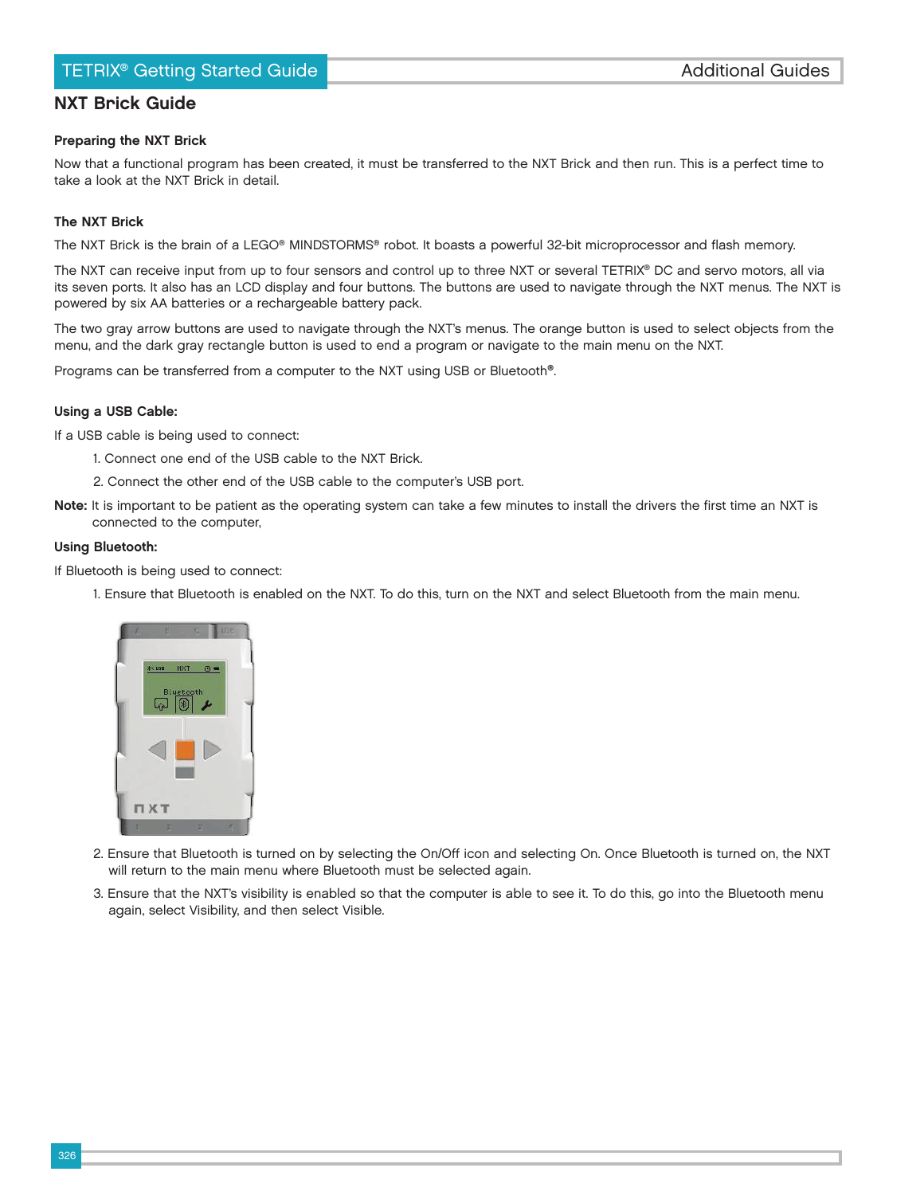# NXT Brick Guide

### Preparing the NXT Brick

Now that a functional program has been created, it must be transferred to the NXT Brick and then run. This is a perfect time to take a look at the NXT Brick in detail.

### The NXT Brick

The NXT Brick is the brain of a LEGO® MINDSTORMS® robot. It boasts a powerful 32-bit microprocessor and flash memory.

The NXT can receive input from up to four sensors and control up to three NXT or several TETRIX® DC and servo motors, all via its seven ports. It also has an LCD display and four buttons. The buttons are used to navigate through the NXT menus. The NXT is powered by six AA batteries or a rechargeable battery pack.

The two gray arrow buttons are used to navigate through the NXT's menus. The orange button is used to select objects from the menu, and the dark gray rectangle button is used to end a program or navigate to the main menu on the NXT.

Programs can be transferred from a computer to the NXT using USB or Bluetooth®.

### Using a USB Cable:

If a USB cable is being used to connect:

1. Connect one end of the USB cable to the NXT Brick.
2. Connect the other end of the USB cable to the computer's USB port.

**Note:** It is important to be patient as the operating system can take a few minutes to install the drivers the first time an NXT is connected to the computer,

### Using Bluetooth:

If Bluetooth is being used to connect:

1. Ensure that Bluetooth is enabled on the NXT. To do this, turn on the NXT and select Bluetooth from the main menu.
2. Ensure that Bluetooth is turned on by selecting the On/Off icon and selecting On. Once Bluetooth is turned on, the NXT will return to the main menu where Bluetooth must be selected again.
3. Ensure that the NXT's visibility is enabled so that the computer is able to see it. To do this, go into the Bluetooth menu again, select Visibility, and then select Visible.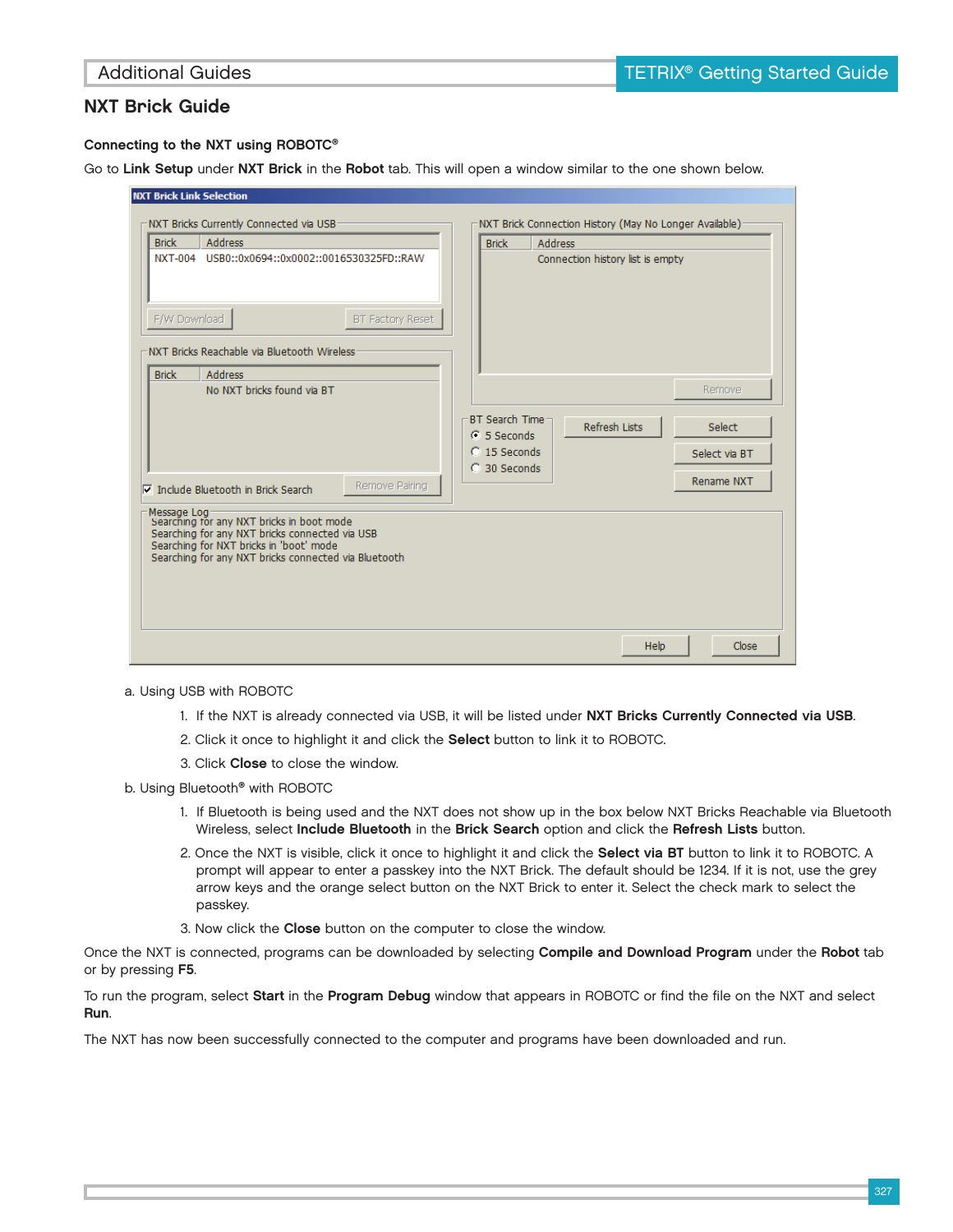## NXT Brick Guide

#### Connecting to the NXT using ROBOTC®

Go to **Link Setup** under **NXT Brick** in the **Robot** tab. This will open a window similar to the one shown below.

a. Using USB with ROBOTC

1. If the NXT is already connected via USB, it will be listed under **NXT Bricks Currently Connected via USB**.
2. Click it once to highlight it and click the **Select** button to link it to ROBOTC.
3. Click **Close** to close the window.

b. Using Bluetooth® with ROBOTC

1. If Bluetooth is being used and the NXT does not show up in the box below NXT Bricks Reachable via Bluetooth Wireless, select **Include Bluetooth** in the **Brick Search** option and click the **Refresh Lists** button.
2. Once the NXT is visible, click it once to highlight it and click the **Select via BT** button to link it to ROBOTC. A prompt will appear to enter a passkey into the NXT Brick. The default should be 1234. If it is not, use the grey arrow keys and the orange select button on the NXT Brick to enter it. Select the check mark to select the passkey.
3. Now click the **Close** button on the computer to close the window.

Once the NXT is connected, programs can be downloaded by selecting **Compile and Download Program** under the **Robot** tab or by pressing **F5**.

To run the program, select **Start** in the **Program Debug** window that appears in ROBOTC or find the file on the NXT and select **Run**.

The NXT has now been successfully connected to the computer and programs have been downloaded and run.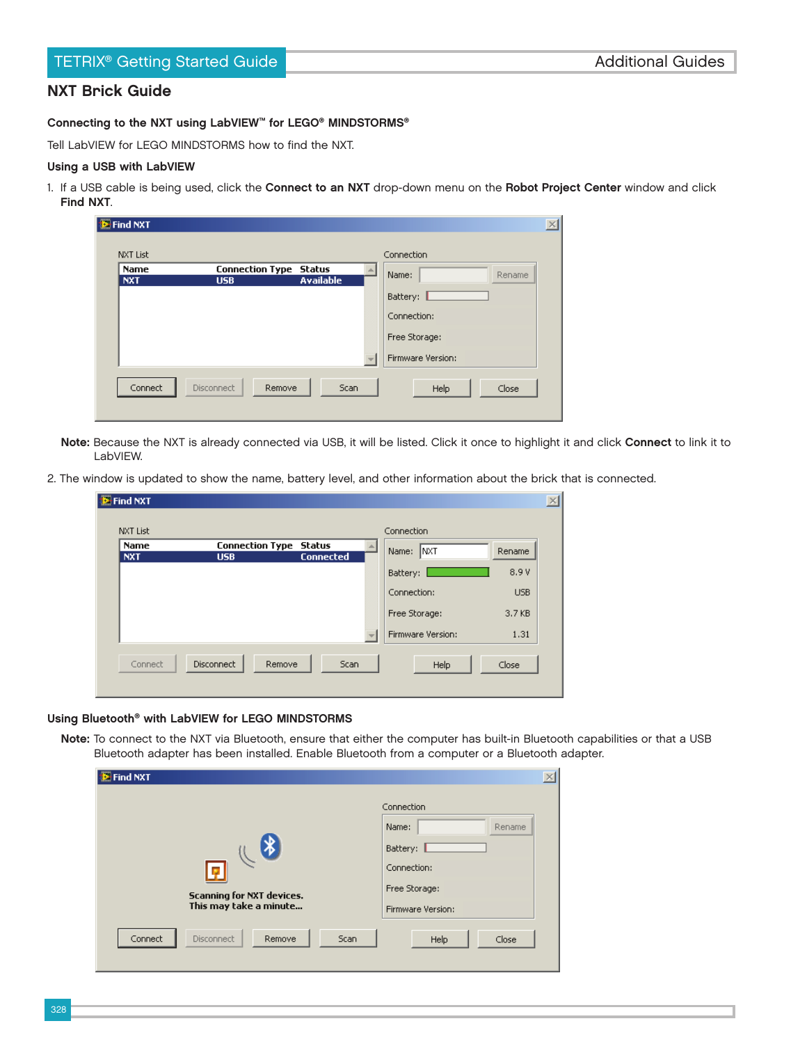## NXT Brick Guide

### Connecting to the NXT using LabVIEW™ for LEGO® MINDSTORMS®

Tell LabVIEW for LEGO MINDSTORMS how to find the NXT.

#### Using a USB with LabVIEW

1. If a USB cable is being used, click the **Connect to an NXT** drop-down menu on the **Robot Project Center** window and click **Find NXT**.

**Note:** Because the NXT is already connected via USB, it will be listed. Click it once to highlight it and click **Connect** to link it to LabVIEW.

2. The window is updated to show the name, battery level, and other information about the brick that is connected.

#### Using Bluetooth® with LabVIEW for LEGO MINDSTORMS

**Note:** To connect to the NXT via Bluetooth, ensure that either the computer has built-in Bluetooth capabilities or that a USB Bluetooth adapter has been installed. Enable Bluetooth from a computer or a Bluetooth adapter.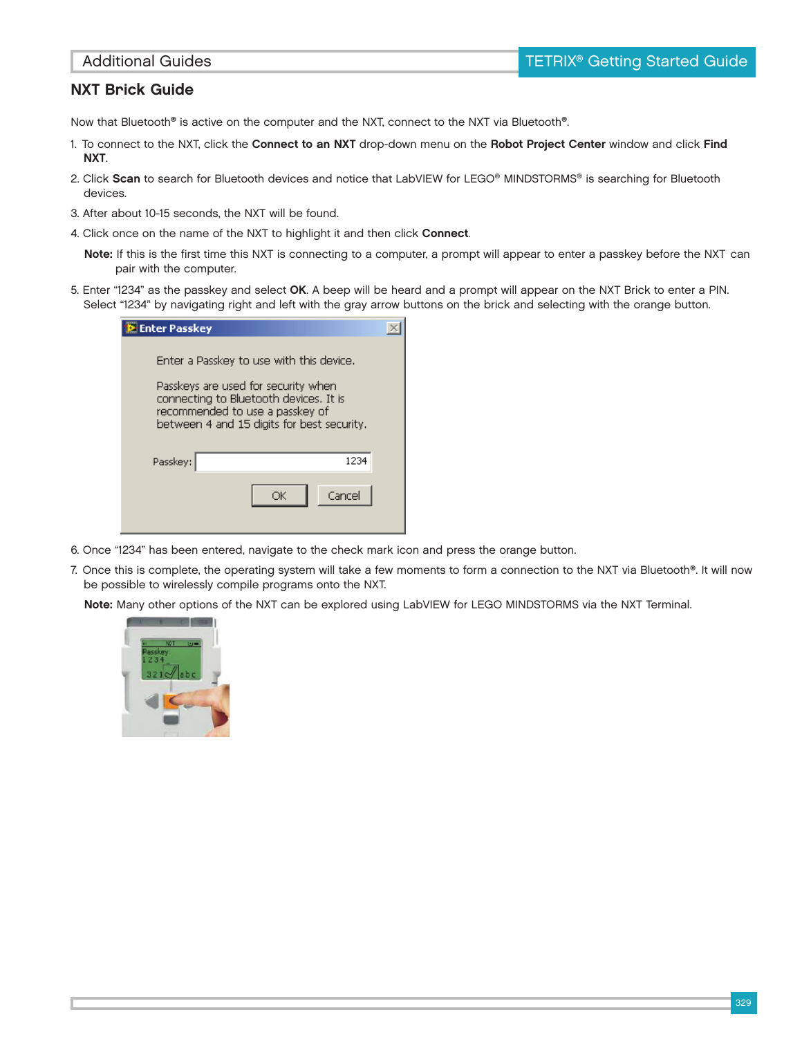## NXT Brick Guide

Now that Bluetooth® is active on the computer and the NXT, connect to the NXT via Bluetooth®.

1. To connect to the NXT, click the **Connect to an NXT** drop-down menu on the **Robot Project Center** window and click **Find NXT**.
2. Click **Scan** to search for Bluetooth devices and notice that LabVIEW for LEGO® MINDSTORMS® is searching for Bluetooth devices.
3. After about 10-15 seconds, the NXT will be found.
4. Click once on the name of the NXT to highlight it and then click **Connect**.

   **Note:** If this is the first time this NXT is connecting to a computer, a prompt will appear to enter a passkey before the NXT can pair with the computer.

5. Enter "1234" as the passkey and select **OK**. A beep will be heard and a prompt will appear on the NXT Brick to enter a PIN. Select "1234" by navigating right and left with the gray arrow buttons on the brick and selecting with the orange button.

6. Once "1234" has been entered, navigate to the check mark icon and press the orange button.
7. Once this is complete, the operating system will take a few moments to form a connection to the NXT via Bluetooth®. It will now be possible to wirelessly compile programs onto the NXT.

   **Note:** Many other options of the NXT can be explored using LabVIEW for LEGO MINDSTORMS via the NXT Terminal.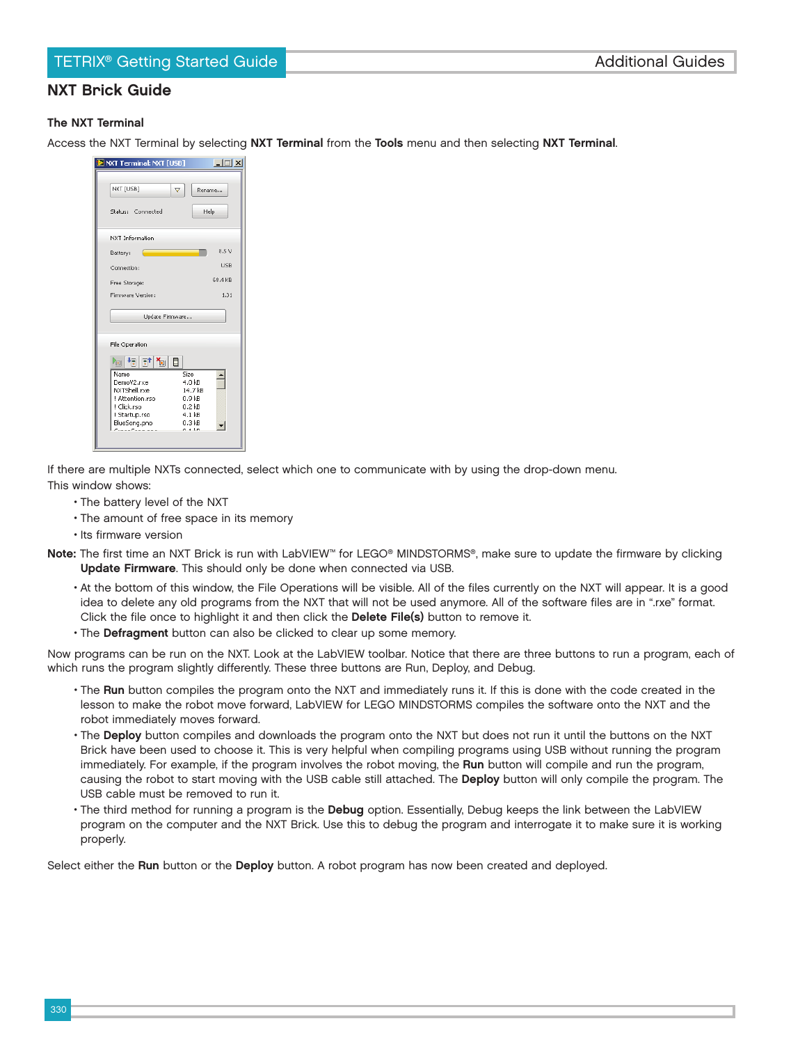## NXT Brick Guide

### The NXT Terminal

Access the NXT Terminal by selecting **NXT Terminal** from the **Tools** menu and then selecting **NXT Terminal**.

If there are multiple NXTs connected, select which one to communicate with by using the drop-down menu.
This window shows:

- The battery level of the NXT
- The amount of free space in its memory
- Its firmware version

**Note:** The first time an NXT Brick is run with LabVIEW™ for LEGO® MINDSTORMS®, make sure to update the firmware by clicking **Update Firmware**. This should only be done when connected via USB.

- At the bottom of this window, the File Operations will be visible. All of the files currently on the NXT will appear. It is a good idea to delete any old programs from the NXT that will not be used anymore. All of the software files are in ".rxe" format. Click the file once to highlight it and then click the **Delete File(s)** button to remove it.
- The **Defragment** button can also be clicked to clear up some memory.

Now programs can be run on the NXT. Look at the LabVIEW toolbar. Notice that there are three buttons to run a program, each of which runs the program slightly differently. These three buttons are Run, Deploy, and Debug.

- The **Run** button compiles the program onto the NXT and immediately runs it. If this is done with the code created in the lesson to make the robot move forward, LabVIEW for LEGO MINDSTORMS compiles the software onto the NXT and the robot immediately moves forward.
- The **Deploy** button compiles and downloads the program onto the NXT but does not run it until the buttons on the NXT Brick have been used to choose it. This is very helpful when compiling programs using USB without running the program immediately. For example, if the program involves the robot moving, the **Run** button will compile and run the program, causing the robot to start moving with the USB cable still attached. The **Deploy** button will only compile the program. The USB cable must be removed to run it.
- The third method for running a program is the **Debug** option. Essentially, Debug keeps the link between the LabVIEW program on the computer and the NXT Brick. Use this to debug the program and interrogate it to make sure it is working properly.

Select either the **Run** button or the **Deploy** button. A robot program has now been created and deployed.